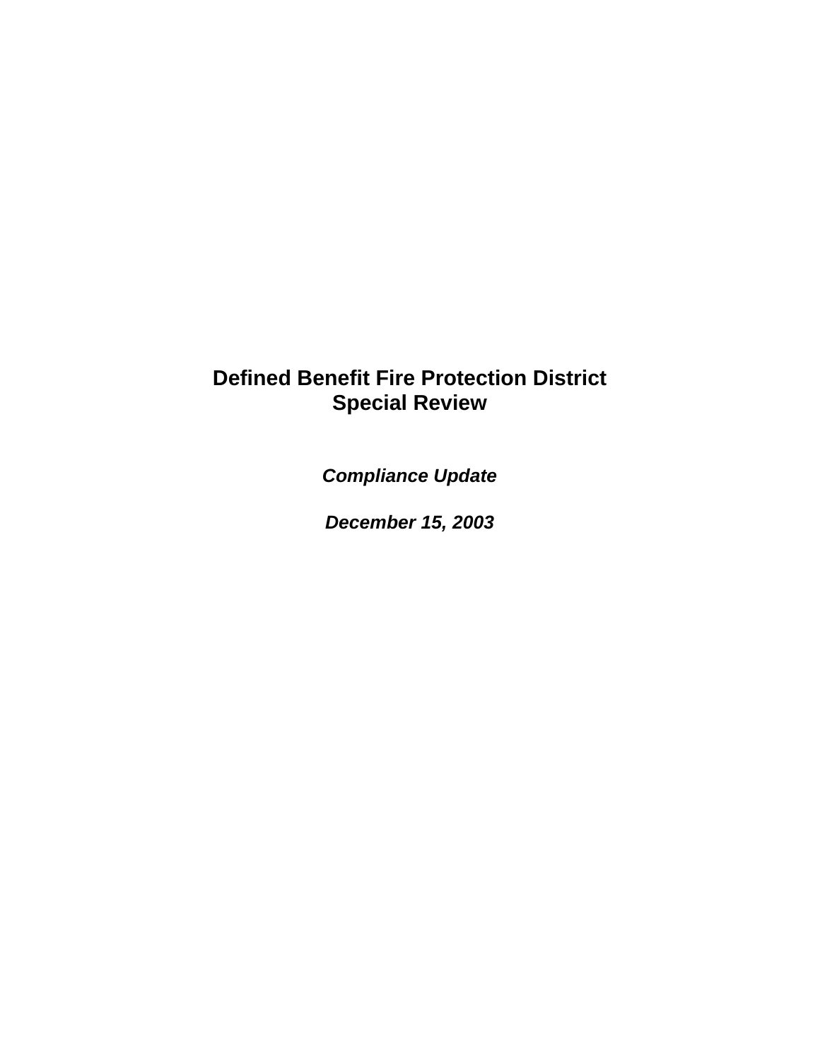# Defined Benefit Fire Protection District
# Special Review

***Compliance Update***

***December 15, 2003***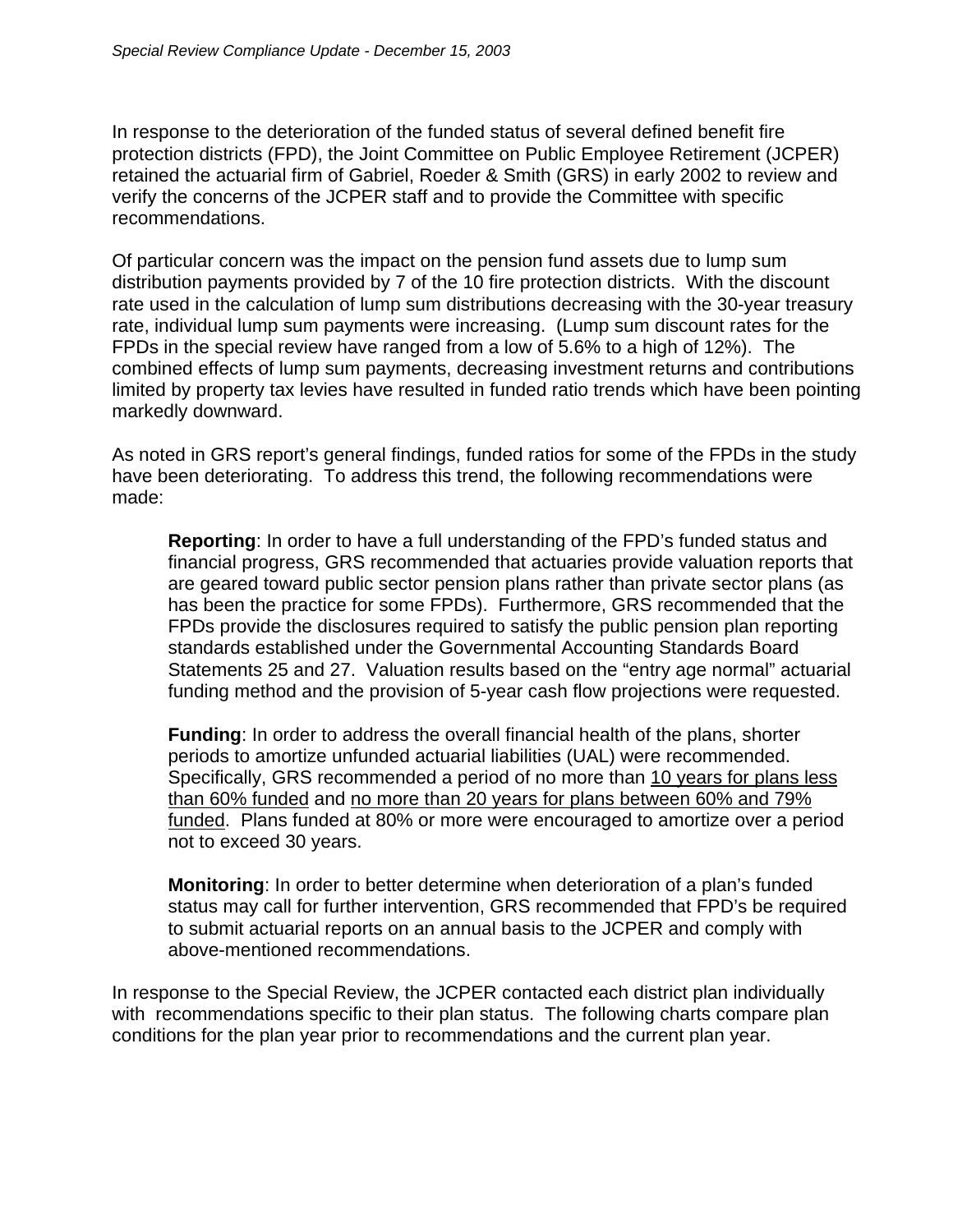In response to the deterioration of the funded status of several defined benefit fire protection districts (FPD), the Joint Committee on Public Employee Retirement (JCPER) retained the actuarial firm of Gabriel, Roeder & Smith (GRS) in early 2002 to review and verify the concerns of the JCPER staff and to provide the Committee with specific recommendations.

Of particular concern was the impact on the pension fund assets due to lump sum distribution payments provided by 7 of the 10 fire protection districts. With the discount rate used in the calculation of lump sum distributions decreasing with the 30-year treasury rate, individual lump sum payments were increasing. (Lump sum discount rates for the FPDs in the special review have ranged from a low of 5.6% to a high of 12%). The combined effects of lump sum payments, decreasing investment returns and contributions limited by property tax levies have resulted in funded ratio trends which have been pointing markedly downward.

As noted in GRS report's general findings, funded ratios for some of the FPDs in the study have been deteriorating. To address this trend, the following recommendations were made:

> **Reporting**: In order to have a full understanding of the FPD's funded status and financial progress, GRS recommended that actuaries provide valuation reports that are geared toward public sector pension plans rather than private sector plans (as has been the practice for some FPDs). Furthermore, GRS recommended that the FPDs provide the disclosures required to satisfy the public pension plan reporting standards established under the Governmental Accounting Standards Board Statements 25 and 27. Valuation results based on the "entry age normal" actuarial funding method and the provision of 5-year cash flow projections were requested.
>
> **Funding**: In order to address the overall financial health of the plans, shorter periods to amortize unfunded actuarial liabilities (UAL) were recommended. Specifically, GRS recommended a period of no more than <u>10 years for plans less than 60% funded</u> and <u>no more than 20 years for plans between 60% and 79% funded</u>. Plans funded at 80% or more were encouraged to amortize over a period not to exceed 30 years.
>
> **Monitoring**: In order to better determine when deterioration of a plan's funded status may call for further intervention, GRS recommended that FPD's be required to submit actuarial reports on an annual basis to the JCPER and comply with above-mentioned recommendations.

In response to the Special Review, the JCPER contacted each district plan individually with recommendations specific to their plan status. The following charts compare plan conditions for the plan year prior to recommendations and the current plan year.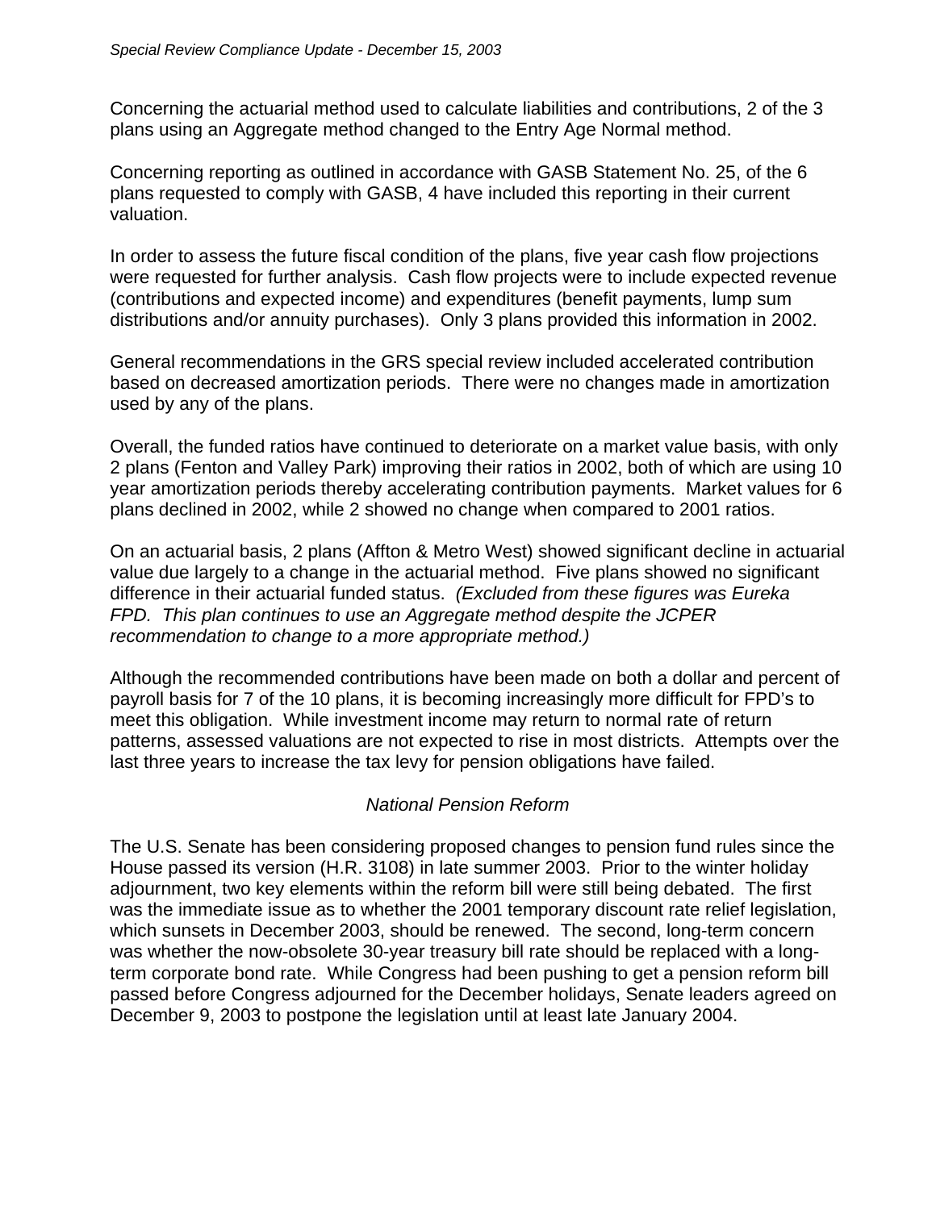Concerning the actuarial method used to calculate liabilities and contributions, 2 of the 3 plans using an Aggregate method changed to the Entry Age Normal method.

Concerning reporting as outlined in accordance with GASB Statement No. 25, of the 6 plans requested to comply with GASB, 4 have included this reporting in their current valuation.

In order to assess the future fiscal condition of the plans, five year cash flow projections were requested for further analysis. Cash flow projects were to include expected revenue (contributions and expected income) and expenditures (benefit payments, lump sum distributions and/or annuity purchases). Only 3 plans provided this information in 2002.

General recommendations in the GRS special review included accelerated contribution based on decreased amortization periods. There were no changes made in amortization used by any of the plans.

Overall, the funded ratios have continued to deteriorate on a market value basis, with only 2 plans (Fenton and Valley Park) improving their ratios in 2002, both of which are using 10 year amortization periods thereby accelerating contribution payments. Market values for 6 plans declined in 2002, while 2 showed no change when compared to 2001 ratios.

On an actuarial basis, 2 plans (Affton & Metro West) showed significant decline in actuarial value due largely to a change in the actuarial method. Five plans showed no significant difference in their actuarial funded status. *(Excluded from these figures was Eureka FPD. This plan continues to use an Aggregate method despite the JCPER recommendation to change to a more appropriate method.)*

Although the recommended contributions have been made on both a dollar and percent of payroll basis for 7 of the 10 plans, it is becoming increasingly more difficult for FPD's to meet this obligation. While investment income may return to normal rate of return patterns, assessed valuations are not expected to rise in most districts. Attempts over the last three years to increase the tax levy for pension obligations have failed.

## *National Pension Reform*

The U.S. Senate has been considering proposed changes to pension fund rules since the House passed its version (H.R. 3108) in late summer 2003. Prior to the winter holiday adjournment, two key elements within the reform bill were still being debated. The first was the immediate issue as to whether the 2001 temporary discount rate relief legislation, which sunsets in December 2003, should be renewed. The second, long-term concern was whether the now-obsolete 30-year treasury bill rate should be replaced with a long-term corporate bond rate. While Congress had been pushing to get a pension reform bill passed before Congress adjourned for the December holidays, Senate leaders agreed on December 9, 2003 to postpone the legislation until at least late January 2004.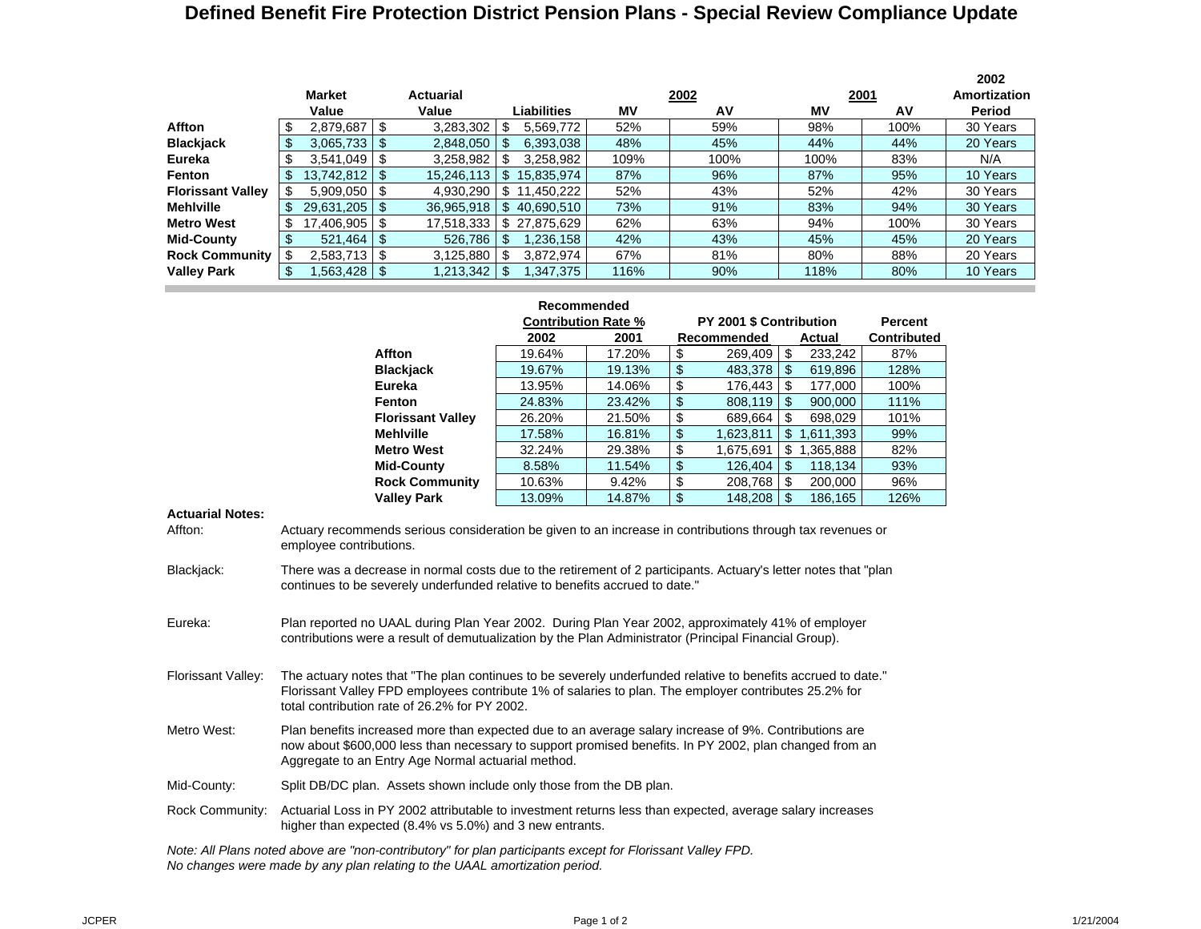# Defined Benefit Fire Protection District Pension Plans - Special Review Compliance Update

| | Market Value | Actuarial Value | Liabilities | 2002 MV | 2002 AV | 2001 MV | 2001 AV | 2002 Amortization Period |
|---|---|---|---|---|---|---|---|---|
| **Affton** | $ 2,879,687 | $ 3,283,302 | $ 5,569,772 | 52% | 59% | 98% | 100% | 30 Years |
| **Blackjack** | $ 3,065,733 | $ 2,848,050 | $ 6,393,038 | 48% | 45% | 44% | 44% | 20 Years |
| **Eureka** | $ 3,541,049 | $ 3,258,982 | $ 3,258,982 | 109% | 100% | 100% | 83% | N/A |
| **Fenton** | $ 13,742,812 | $ 15,246,113 | $ 15,835,974 | 87% | 96% | 87% | 95% | 10 Years |
| **Florissant Valley** | $ 5,909,050 | $ 4,930,290 | $ 11,450,222 | 52% | 43% | 52% | 42% | 30 Years |
| **Mehlville** | $ 29,631,205 | $ 36,965,918 | $ 40,690,510 | 73% | 91% | 83% | 94% | 30 Years |
| **Metro West** | $ 17,406,905 | $ 17,518,333 | $ 27,875,629 | 62% | 63% | 94% | 100% | 30 Years |
| **Mid-County** | $ 521,464 | $ 526,786 | $ 1,236,158 | 42% | 43% | 45% | 45% | 20 Years |
| **Rock Community** | $ 2,583,713 | $ 3,125,880 | $ 3,872,974 | 67% | 81% | 80% | 88% | 20 Years |
| **Valley Park** | $ 1,563,428 | $ 1,213,342 | $ 1,347,375 | 116% | 90% | 118% | 80% | 10 Years |

| | Recommended Contribution Rate % 2002 | Recommended Contribution Rate % 2001 | PY 2001 $ Contribution Recommended | PY 2001 $ Contribution Actual | Percent Contributed |
|---|---|---|---|---|---|
| **Affton** | 19.64% | 17.20% | $ 269,409 | $ 233,242 | 87% |
| **Blackjack** | 19.67% | 19.13% | $ 483,378 | $ 619,896 | 128% |
| **Eureka** | 13.95% | 14.06% | $ 176,443 | $ 177,000 | 100% |
| **Fenton** | 24.83% | 23.42% | $ 808,119 | $ 900,000 | 111% |
| **Florissant Valley** | 26.20% | 21.50% | $ 689,664 | $ 698,029 | 101% |
| **Mehlville** | 17.58% | 16.81% | $ 1,623,811 | $ 1,611,393 | 99% |
| **Metro West** | 32.24% | 29.38% | $ 1,675,691 | $ 1,365,888 | 82% |
| **Mid-County** | 8.58% | 11.54% | $ 126,404 | $ 118,134 | 93% |
| **Rock Community** | 10.63% | 9.42% | $ 208,768 | $ 200,000 | 96% |
| **Valley Park** | 13.09% | 14.87% | $ 148,208 | $ 186,165 | 126% |

**Actuarial Notes:**

Affton: Actuary recommends serious consideration be given to an increase in contributions through tax revenues or employee contributions.

Blackjack: There was a decrease in normal costs due to the retirement of 2 participants. Actuary's letter notes that "plan continues to be severely underfunded relative to benefits accrued to date."

Eureka: Plan reported no UAAL during Plan Year 2002. During Plan Year 2002, approximately 41% of employer contributions were a result of demutualization by the Plan Administrator (Principal Financial Group).

Florissant Valley: The actuary notes that "The plan continues to be severely underfunded relative to benefits accrued to date." Florissant Valley FPD employees contribute 1% of salaries to plan. The employer contributes 25.2% for total contribution rate of 26.2% for PY 2002.

Metro West: Plan benefits increased more than expected due to an average salary increase of 9%. Contributions are now about $600,000 less than necessary to support promised benefits. In PY 2002, plan changed from an Aggregate to an Entry Age Normal actuarial method.

Mid-County: Split DB/DC plan. Assets shown include only those from the DB plan.

Rock Community: Actuarial Loss in PY 2002 attributable to investment returns less than expected, average salary increases higher than expected (8.4% vs 5.0%) and 3 new entrants.

*Note: All Plans noted above are "non-contributory" for plan participants except for Florissant Valley FPD.*
*No changes were made by any plan relating to the UAAL amortization period.*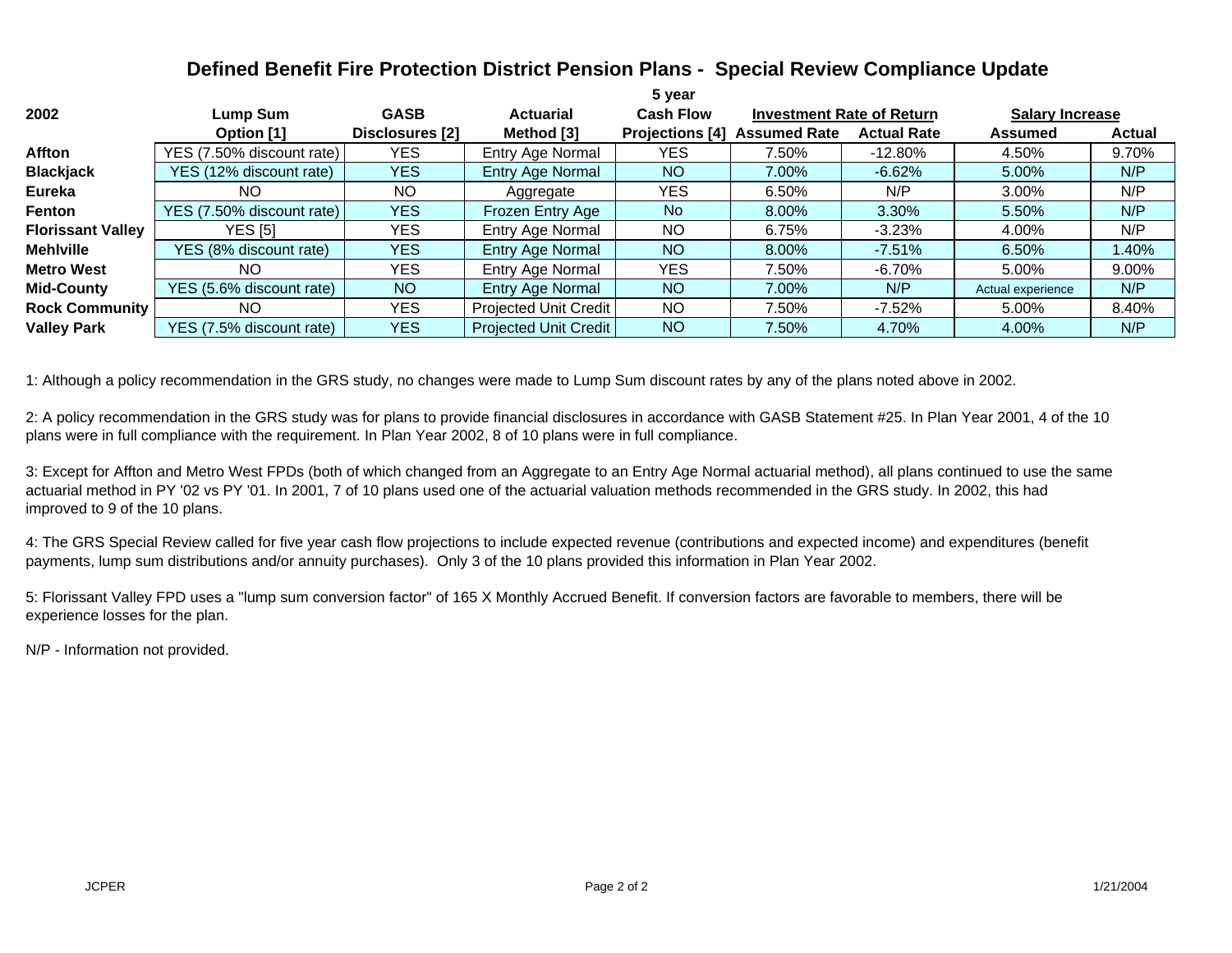# Defined Benefit Fire Protection District Pension Plans - Special Review Compliance Update

| 2002 | Lump Sum Option [1] | GASB Disclosures [2] | Actuarial Method [3] | 5 year Cash Flow Projections [4] | Investment Rate of Return | | Salary Increase | |
|---|---|---|---|---|---|---|---|---|
| | | | | | Assumed Rate | Actual Rate | Assumed | Actual |
| **Affton** | YES (7.50% discount rate) | YES | Entry Age Normal | YES | 7.50% | -12.80% | 4.50% | 9.70% |
| **Blackjack** | YES (12% discount rate) | YES | Entry Age Normal | NO | 7.00% | -6.62% | 5.00% | N/P |
| **Eureka** | NO | NO | Aggregate | YES | 6.50% | N/P | 3.00% | N/P |
| **Fenton** | YES (7.50% discount rate) | YES | Frozen Entry Age | No | 8.00% | 3.30% | 5.50% | N/P |
| **Florissant Valley** | YES [5] | YES | Entry Age Normal | NO | 6.75% | -3.23% | 4.00% | N/P |
| **Mehlville** | YES (8% discount rate) | YES | Entry Age Normal | NO | 8.00% | -7.51% | 6.50% | 1.40% |
| **Metro West** | NO | YES | Entry Age Normal | YES | 7.50% | -6.70% | 5.00% | 9.00% |
| **Mid-County** | YES (5.6% discount rate) | NO | Entry Age Normal | NO | 7.00% | N/P | Actual experience | N/P |
| **Rock Community** | NO | YES | Projected Unit Credit | NO | 7.50% | -7.52% | 5.00% | 8.40% |
| **Valley Park** | YES (7.5% discount rate) | YES | Projected Unit Credit | NO | 7.50% | 4.70% | 4.00% | N/P |

1: Although a policy recommendation in the GRS study, no changes were made to Lump Sum discount rates by any of the plans noted above in 2002.

2: A policy recommendation in the GRS study was for plans to provide financial disclosures in accordance with GASB Statement #25. In Plan Year 2001, 4 of the 10 plans were in full compliance with the requirement. In Plan Year 2002, 8 of 10 plans were in full compliance.

3: Except for Affton and Metro West FPDs (both of which changed from an Aggregate to an Entry Age Normal actuarial method), all plans continued to use the same actuarial method in PY '02 vs PY '01. In 2001, 7 of 10 plans used one of the actuarial valuation methods recommended in the GRS study. In 2002, this had improved to 9 of the 10 plans.

4: The GRS Special Review called for five year cash flow projections to include expected revenue (contributions and expected income) and expenditures (benefit payments, lump sum distributions and/or annuity purchases). Only 3 of the 10 plans provided this information in Plan Year 2002.

5: Florissant Valley FPD uses a "lump sum conversion factor" of 165 X Monthly Accrued Benefit. If conversion factors are favorable to members, there will be experience losses for the plan.

N/P - Information not provided.

JCPER 1/21/2004